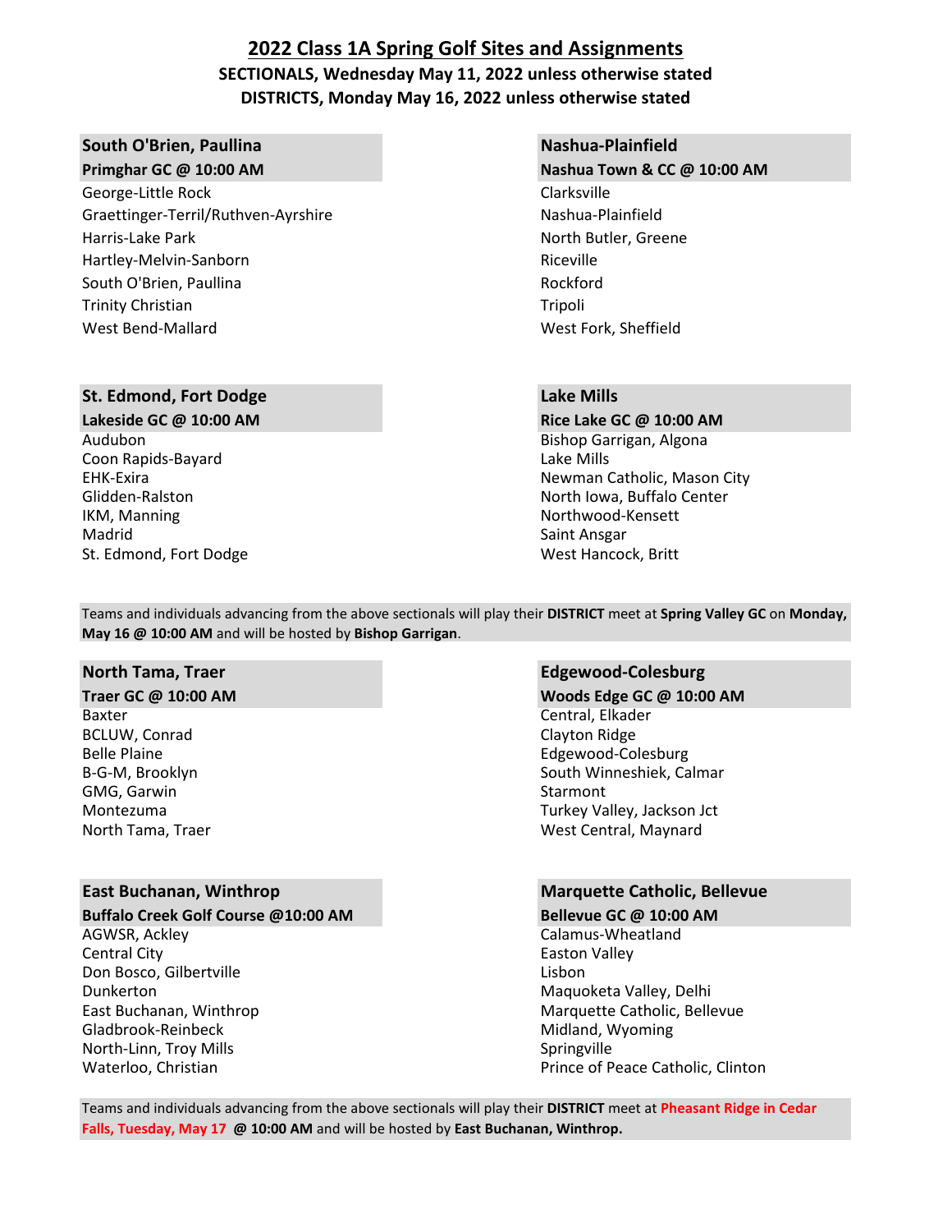# 2022 Class 1A Spring Golf Sites and Assignments

**SECTIONALS, Wednesday May 11, 2022 unless otherwise stated**
**DISTRICTS, Monday May 16, 2022 unless otherwise stated**

### South O'Brien, Paullina
**Primghar GC @ 10:00 AM**

- George-Little Rock
- Graettinger-Terril/Ruthven-Ayrshire
- Harris-Lake Park
- Hartley-Melvin-Sanborn
- South O'Brien, Paullina
- Trinity Christian
- West Bend-Mallard

### Nashua-Plainfield
**Nashua Town & CC @ 10:00 AM**

- Clarksville
- Nashua-Plainfield
- North Butler, Greene
- Riceville
- Rockford
- Tripoli
- West Fork, Sheffield

### St. Edmond, Fort Dodge
**Lakeside GC @ 10:00 AM**

- Audubon
- Coon Rapids-Bayard
- EHK-Exira
- Glidden-Ralston
- IKM, Manning
- Madrid
- St. Edmond, Fort Dodge

### Lake Mills
**Rice Lake GC @ 10:00 AM**

- Bishop Garrigan, Algona
- Lake Mills
- Newman Catholic, Mason City
- North Iowa, Buffalo Center
- Northwood-Kensett
- Saint Ansgar
- West Hancock, Britt

Teams and individuals advancing from the above sectionals will play their **DISTRICT** meet at **Spring Valley GC** on **Monday, May 16 @ 10:00 AM** and will be hosted by **Bishop Garrigan**.

### North Tama, Traer
**Traer GC @ 10:00 AM**

- Baxter
- BCLUW, Conrad
- Belle Plaine
- B-G-M, Brooklyn
- GMG, Garwin
- Montezuma
- North Tama, Traer

### Edgewood-Colesburg
**Woods Edge GC @ 10:00 AM**

- Central, Elkader
- Clayton Ridge
- Edgewood-Colesburg
- South Winneshiek, Calmar
- Starmont
- Turkey Valley, Jackson Jct
- West Central, Maynard

### East Buchanan, Winthrop
**Buffalo Creek Golf Course @10:00 AM**

- AGWSR, Ackley
- Central City
- Don Bosco, Gilbertville
- Dunkerton
- East Buchanan, Winthrop
- Gladbrook-Reinbeck
- North-Linn, Troy Mills
- Waterloo, Christian

### Marquette Catholic, Bellevue
**Bellevue GC @ 10:00 AM**

- Calamus-Wheatland
- Easton Valley
- Lisbon
- Maquoketa Valley, Delhi
- Marquette Catholic, Bellevue
- Midland, Wyoming
- Springville
- Prince of Peace Catholic, Clinton

Teams and individuals advancing from the above sectionals will play their **DISTRICT** meet at **Pheasant Ridge in Cedar Falls, Tuesday, May 17 @ 10:00 AM** and will be hosted by **East Buchanan, Winthrop.**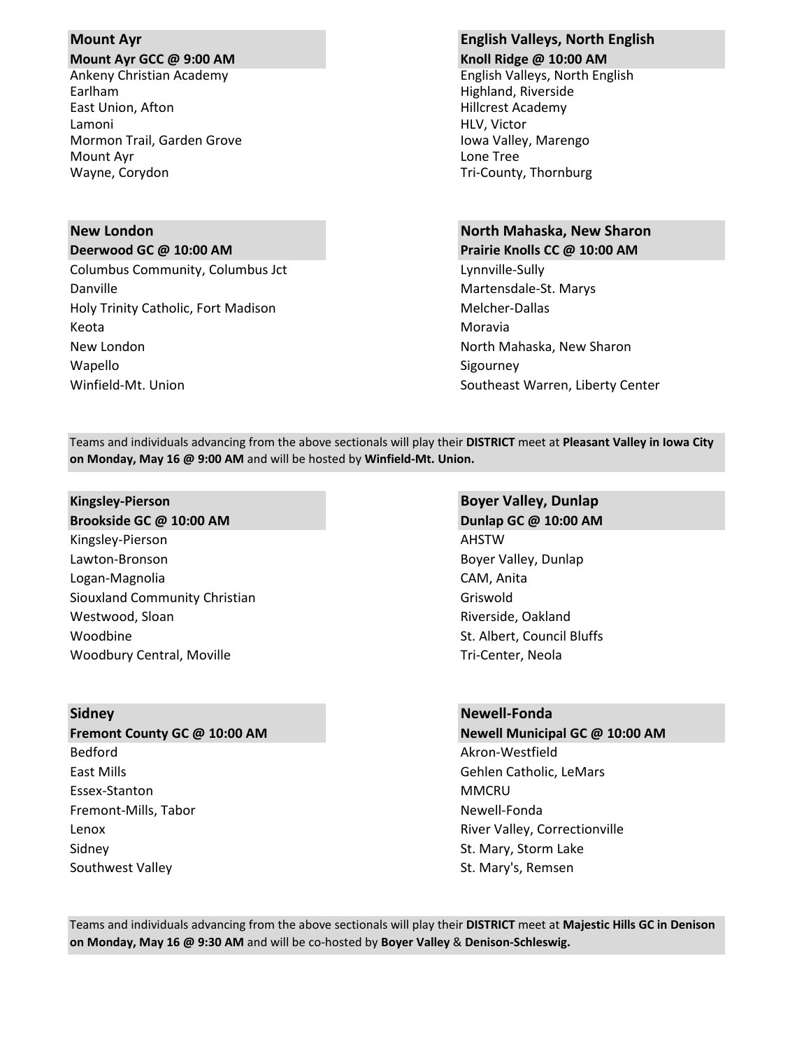**Mount Ayr**

**Mount Ayr GCC @ 9:00 AM**

Ankeny Christian Academy
Earlham
East Union, Afton
Lamoni
Mormon Trail, Garden Grove
Mount Ayr
Wayne, Corydon

**English Valleys, North English**

**Knoll Ridge @ 10:00 AM**

English Valleys, North English
Highland, Riverside
Hillcrest Academy
HLV, Victor
Iowa Valley, Marengo
Lone Tree
Tri-County, Thornburg

**New London**

**Deerwood GC @ 10:00 AM**

Columbus Community, Columbus Jct
Danville
Holy Trinity Catholic, Fort Madison
Keota
New London
Wapello
Winfield-Mt. Union

**North Mahaska, New Sharon**

**Prairie Knolls CC @ 10:00 AM**

Lynnville-Sully
Martensdale-St. Marys
Melcher-Dallas
Moravia
North Mahaska, New Sharon
Sigourney
Southeast Warren, Liberty Center

Teams and individuals advancing from the above sectionals will play their **DISTRICT** meet at **Pleasant Valley in Iowa City on Monday, May 16 @ 9:00 AM** and will be hosted by **Winfield-Mt. Union.**

**Kingsley-Pierson**

**Brookside GC @ 10:00 AM**

Kingsley-Pierson
Lawton-Bronson
Logan-Magnolia
Siouxland Community Christian
Westwood, Sloan
Woodbine
Woodbury Central, Moville

**Boyer Valley, Dunlap**

**Dunlap GC @ 10:00 AM**

AHSTW
Boyer Valley, Dunlap
CAM, Anita
Griswold
Riverside, Oakland
St. Albert, Council Bluffs
Tri-Center, Neola

**Sidney**

**Fremont County GC @ 10:00 AM**

Bedford
East Mills
Essex-Stanton
Fremont-Mills, Tabor
Lenox
Sidney
Southwest Valley

**Newell-Fonda**

**Newell Municipal GC @ 10:00 AM**

Akron-Westfield
Gehlen Catholic, LeMars
MMCRU
Newell-Fonda
River Valley, Correctionville
St. Mary, Storm Lake
St. Mary's, Remsen

Teams and individuals advancing from the above sectionals will play their **DISTRICT** meet at **Majestic Hills GC in Denison on Monday, May 16 @ 9:30 AM** and will be co-hosted by **Boyer Valley** & **Denison-Schleswig.**